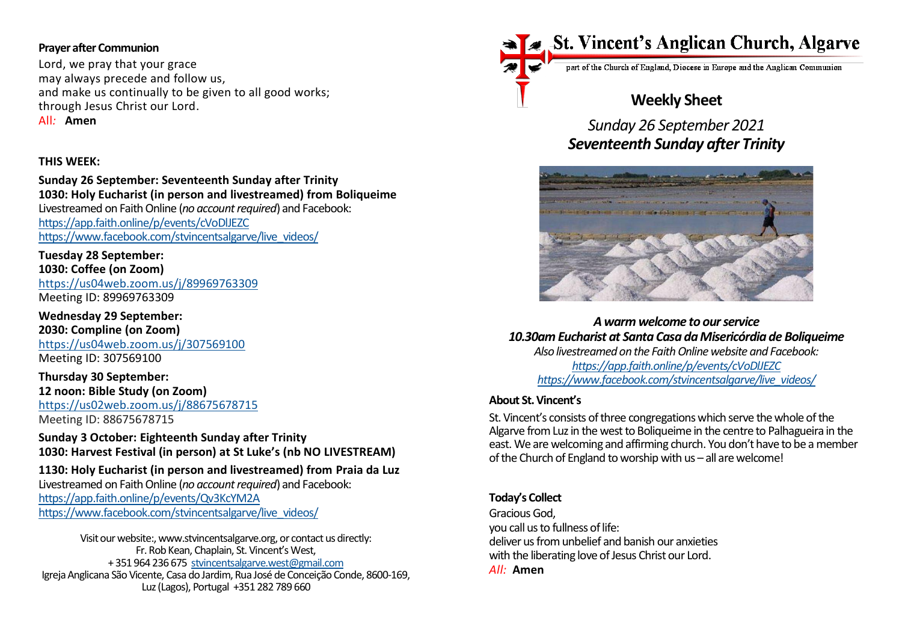**Prayer after Communion**

Lord, we pray that your grace
may always precede and follow us,
and make us continually to be given to all good works;
through Jesus Christ our Lord.
All: **Amen**

**THIS WEEK:**

**Sunday 26 September: Seventeenth Sunday after Trinity**
**1030: Holy Eucharist (in person and livestreamed) from Boliqueime**
Livestreamed on Faith Online (*no account required*) and Facebook:
https://app.faith.online/p/events/cVoDlJEZC
https://www.facebook.com/stvincentsalgarve/live_videos/

**Tuesday 28 September:**
**1030: Coffee (on Zoom)**
https://us04web.zoom.us/j/89969763309
Meeting ID: 89969763309

**Wednesday 29 September:**
**2030: Compline (on Zoom)**
https://us04web.zoom.us/j/307569100
Meeting ID: 307569100

**Thursday 30 September:**
**12 noon: Bible Study (on Zoom)**
https://us02web.zoom.us/j/88675678715
Meeting ID: 88675678715

**Sunday 3 October: Eighteenth Sunday after Trinity**
**1030: Harvest Festival (in person) at St Luke's (nb NO LIVESTREAM)**

**1130: Holy Eucharist (in person and livestreamed) from Praia da Luz**
Livestreamed on Faith Online (*no account required*) and Facebook:
https://app.faith.online/p/events/Qv3KcYM2A
https://www.facebook.com/stvincentsalgarve/live_videos/

Visit our website:, www.stvincentsalgarve.org, or contact us directly:
Fr. Rob Kean, Chaplain, St. Vincent's West,
+ 351 964 236 675 stvincentsalgarve.west@gmail.com
Igreja Anglicana São Vicente, Casa do Jardim, Rua José de Conceição Conde, 8600-169, Luz (Lagos), Portugal +351 282 789 660

# St. Vincent's Anglican Church, Algarve

part of the Church of England, Diocese in Europe and the Anglican Communion

## Weekly Sheet

*Sunday 26 September 2021*
***Seventeenth Sunday after Trinity***

***A warm welcome to our service***
***10.30am Eucharist at Santa Casa da Misericórdia de Boliqueime***
*Also livestreamed on the Faith Online website and Facebook:*
*https://app.faith.online/p/events/cVoDlJEZC*
*https://www.facebook.com/stvincentsalgarve/live_videos/*

**About St. Vincent's**

St. Vincent's consists of three congregations which serve the whole of the Algarve from Luz in the west to Boliqueime in the centre to Palhagueira in the east. We are welcoming and affirming church. You don't have to be a member of the Church of England to worship with us – all are welcome!

**Today's Collect**

Gracious God,
you call us to fullness of life:
deliver us from unbelief and banish our anxieties
with the liberating love of Jesus Christ our Lord.
*All:* **Amen**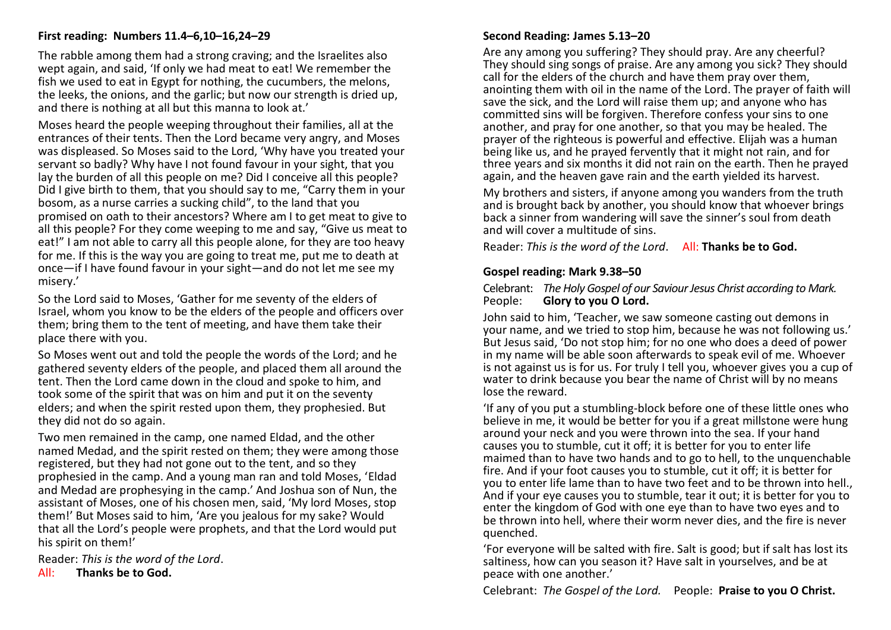**First reading: Numbers 11.4–6,10–16,24–29**

The rabble among them had a strong craving; and the Israelites also wept again, and said, 'If only we had meat to eat! We remember the fish we used to eat in Egypt for nothing, the cucumbers, the melons, the leeks, the onions, and the garlic; but now our strength is dried up, and there is nothing at all but this manna to look at.'

Moses heard the people weeping throughout their families, all at the entrances of their tents. Then the Lord became very angry, and Moses was displeased. So Moses said to the Lord, 'Why have you treated your servant so badly? Why have I not found favour in your sight, that you lay the burden of all this people on me? Did I conceive all this people? Did I give birth to them, that you should say to me, "Carry them in your bosom, as a nurse carries a sucking child", to the land that you promised on oath to their ancestors? Where am I to get meat to give to all this people? For they come weeping to me and say, "Give us meat to eat!" I am not able to carry all this people alone, for they are too heavy for me. If this is the way you are going to treat me, put me to death at once—if I have found favour in your sight—and do not let me see my misery.'

So the Lord said to Moses, 'Gather for me seventy of the elders of Israel, whom you know to be the elders of the people and officers over them; bring them to the tent of meeting, and have them take their place there with you.

So Moses went out and told the people the words of the Lord; and he gathered seventy elders of the people, and placed them all around the tent. Then the Lord came down in the cloud and spoke to him, and took some of the spirit that was on him and put it on the seventy elders; and when the spirit rested upon them, they prophesied. But they did not do so again.

Two men remained in the camp, one named Eldad, and the other named Medad, and the spirit rested on them; they were among those registered, but they had not gone out to the tent, and so they prophesied in the camp. And a young man ran and told Moses, 'Eldad and Medad are prophesying in the camp.' And Joshua son of Nun, the assistant of Moses, one of his chosen men, said, 'My lord Moses, stop them!' But Moses said to him, 'Are you jealous for my sake? Would that all the Lord's people were prophets, and that the Lord would put his spirit on them!'

Reader: *This is the word of the Lord*.
All: **Thanks be to God.**

**Second Reading: James 5.13–20**

Are any among you suffering? They should pray. Are any cheerful? They should sing songs of praise. Are any among you sick? They should call for the elders of the church and have them pray over them, anointing them with oil in the name of the Lord. The prayer of faith will save the sick, and the Lord will raise them up; and anyone who has committed sins will be forgiven. Therefore confess your sins to one another, and pray for one another, so that you may be healed. The prayer of the righteous is powerful and effective. Elijah was a human being like us, and he prayed fervently that it might not rain, and for three years and six months it did not rain on the earth. Then he prayed again, and the heaven gave rain and the earth yielded its harvest.

My brothers and sisters, if anyone among you wanders from the truth and is brought back by another, you should know that whoever brings back a sinner from wandering will save the sinner's soul from death and will cover a multitude of sins.

Reader: *This is the word of the Lord*. All: **Thanks be to God.**

**Gospel reading: Mark 9.38–50**

Celebrant: *The Holy Gospel of our Saviour Jesus Christ according to Mark.*
People: **Glory to you O Lord.**

John said to him, 'Teacher, we saw someone casting out demons in your name, and we tried to stop him, because he was not following us.' But Jesus said, 'Do not stop him; for no one who does a deed of power in my name will be able soon afterwards to speak evil of me. Whoever is not against us is for us. For truly I tell you, whoever gives you a cup of water to drink because you bear the name of Christ will by no means lose the reward.

'If any of you put a stumbling-block before one of these little ones who believe in me, it would be better for you if a great millstone were hung around your neck and you were thrown into the sea. If your hand causes you to stumble, cut it off; it is better for you to enter life maimed than to have two hands and to go to hell, to the unquenchable fire. And if your foot causes you to stumble, cut it off; it is better for you to enter life lame than to have two feet and to be thrown into hell., And if your eye causes you to stumble, tear it out; it is better for you to enter the kingdom of God with one eye than to have two eyes and to be thrown into hell, where their worm never dies, and the fire is never quenched.

'For everyone will be salted with fire. Salt is good; but if salt has lost its saltiness, how can you season it? Have salt in yourselves, and be at peace with one another.'

Celebrant: *The Gospel of the Lord.* People: **Praise to you O Christ.**